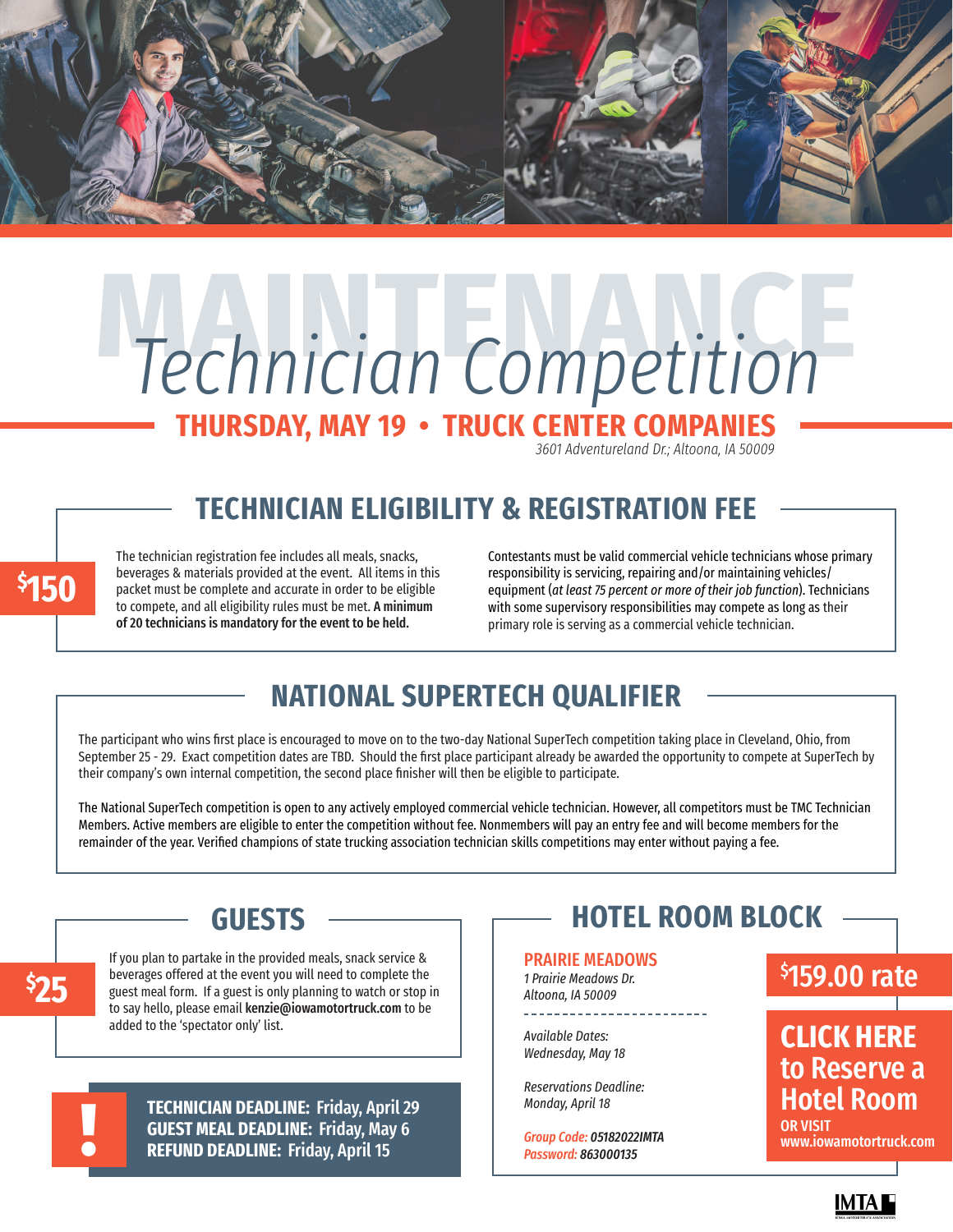# MAINTENANCE Technician Competition

## THURSDAY, MAY 19 • TRUCK CENTER COMPANIES

*3601 Adventureland Dr.; Altoona, IA 50009*

## TECHNICIAN ELIGIBILITY & REGISTRATION FEE

**$150**

The technician registration fee includes all meals, snacks, beverages & materials provided at the event. All items in this packet must be complete and accurate in order to be eligible to compete, and all eligibility rules must be met. **A minimum of 20 technicians is mandatory for the event to be held.**

Contestants must be valid commercial vehicle technicians whose primary responsibility is servicing, repairing and/or maintaining vehicles/ equipment (*at least 75 percent or more of their job function*). Technicians with some supervisory responsibilities may compete as long as their primary role is serving as a commercial vehicle technician.

## NATIONAL SUPERTECH QUALIFIER

The participant who wins first place is encouraged to move on to the two-day National SuperTech competition taking place in Cleveland, Ohio, from September 25 - 29. Exact competition dates are TBD. Should the first place participant already be awarded the opportunity to compete at SuperTech by their company's own internal competition, the second place finisher will then be eligible to participate.

The National SuperTech competition is open to any actively employed commercial vehicle technician. However, all competitors must be TMC Technician Members. Active members are eligible to enter the competition without fee. Nonmembers will pay an entry fee and will become members for the remainder of the year. Verified champions of state trucking association technician skills competitions may enter without paying a fee.

## GUESTS

**$25**

If you plan to partake in the provided meals, snack service & beverages offered at the event you will need to complete the guest meal form. If a guest is only planning to watch or stop in to say hello, please email **kenzie@iowamotortruck.com** to be added to the 'spectator only' list.

**!**

**TECHNICIAN DEADLINE:** Friday, April 29
**GUEST MEAL DEADLINE:** Friday, May 6
**REFUND DEADLINE:** Friday, April 15

## HOTEL ROOM BLOCK

**PRAIRIE MEADOWS**
*1 Prairie Meadows Dr.*
*Altoona, IA 50009*

*Available Dates:*
*Wednesday, May 18*

*Reservations Deadline:*
*Monday, April 18*

*Group Code:* ***05182022IMTA***
*Password:* ***863000135***

**$159.00 rate**

**CLICK HERE to Reserve a Hotel Room**
**OR VISIT www.iowamotortruck.com**

IMTA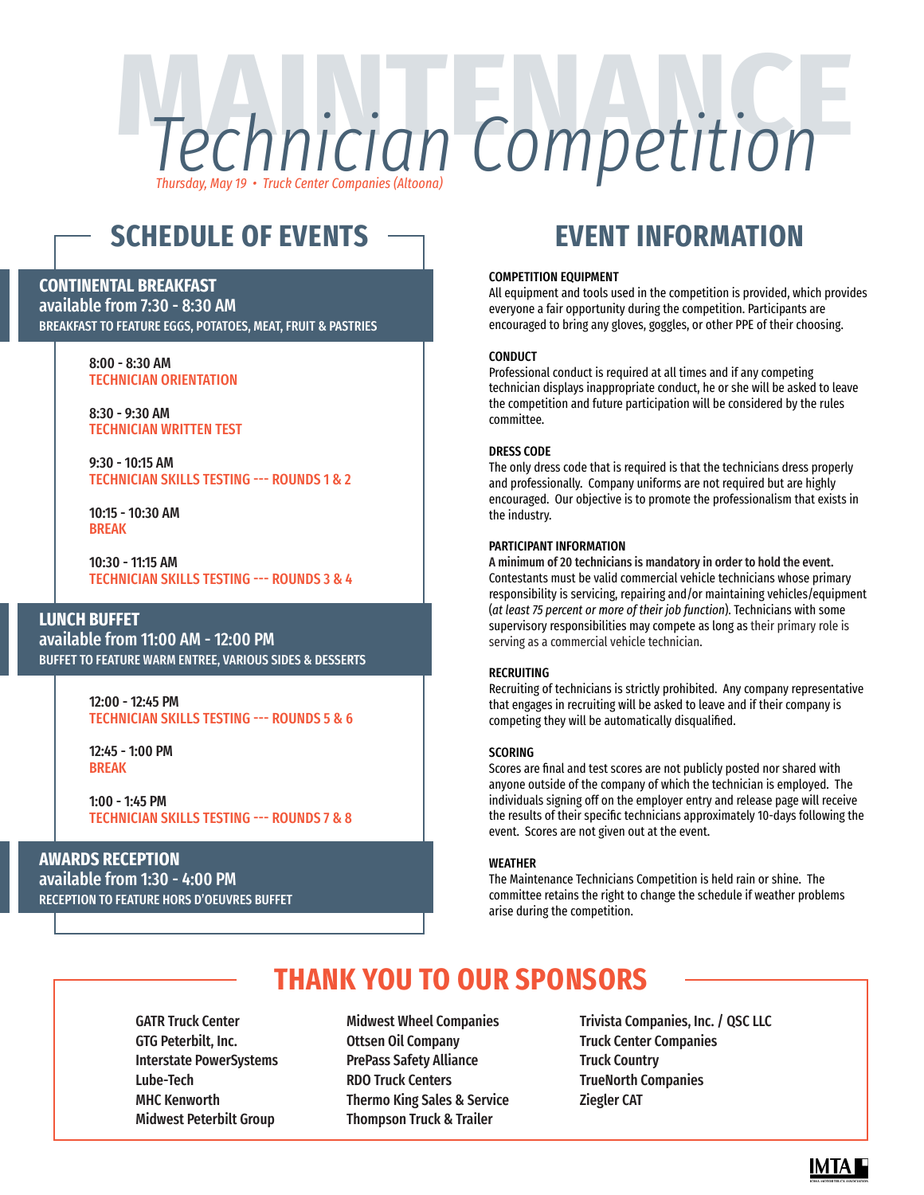# MAINTENANCE Technician Competition

*Thursday, May 19 • Truck Center Companies (Altoona)*

## SCHEDULE OF EVENTS

**CONTINENTAL BREAKFAST**
**available from 7:30 - 8:30 AM**
BREAKFAST TO FEATURE EGGS, POTATOES, MEAT, FRUIT & PASTRIES

**8:00 - 8:30 AM**
TECHNICIAN ORIENTATION

**8:30 - 9:30 AM**
TECHNICIAN WRITTEN TEST

**9:30 - 10:15 AM**
TECHNICIAN SKILLS TESTING --- ROUNDS 1 & 2

**10:15 - 10:30 AM**
BREAK

**10:30 - 11:15 AM**
TECHNICIAN SKILLS TESTING --- ROUNDS 3 & 4

**LUNCH BUFFET**
**available from 11:00 AM - 12:00 PM**
BUFFET TO FEATURE WARM ENTREE, VARIOUS SIDES & DESSERTS

**12:00 - 12:45 PM**
TECHNICIAN SKILLS TESTING --- ROUNDS 5 & 6

**12:45 - 1:00 PM**
BREAK

**1:00 - 1:45 PM**
TECHNICIAN SKILLS TESTING --- ROUNDS 7 & 8

**AWARDS RECEPTION**
**available from 1:30 - 4:00 PM**
RECEPTION TO FEATURE HORS D'OEUVRES BUFFET

## EVENT INFORMATION

**COMPETITION EQUIPMENT**
All equipment and tools used in the competition is provided, which provides everyone a fair opportunity during the competition. Participants are encouraged to bring any gloves, goggles, or other PPE of their choosing.

**CONDUCT**
Professional conduct is required at all times and if any competing technician displays inappropriate conduct, he or she will be asked to leave the competition and future participation will be considered by the rules committee.

**DRESS CODE**
The only dress code that is required is that the technicians dress properly and professionally. Company uniforms are not required but are highly encouraged. Our objective is to promote the professionalism that exists in the industry.

**PARTICIPANT INFORMATION**
**A minimum of 20 technicians is mandatory in order to hold the event.** Contestants must be valid commercial vehicle technicians whose primary responsibility is servicing, repairing and/or maintaining vehicles/equipment (*at least 75 percent or more of their job function*). Technicians with some supervisory responsibilities may compete as long as their primary role is serving as a commercial vehicle technician.

**RECRUITING**
Recruiting of technicians is strictly prohibited. Any company representative that engages in recruiting will be asked to leave and if their company is competing they will be automatically disqualified.

**SCORING**
Scores are final and test scores are not publicly posted nor shared with anyone outside of the company of which the technician is employed. The individuals signing off on the employer entry and release page will receive the results of their specific technicians approximately 10-days following the event. Scores are not given out at the event.

**WEATHER**
The Maintenance Technicians Competition is held rain or shine. The committee retains the right to change the schedule if weather problems arise during the competition.

## THANK YOU TO OUR SPONSORS

- GATR Truck Center
- GTG Peterbilt, Inc.
- Interstate PowerSystems
- Lube-Tech
- MHC Kenworth
- Midwest Peterbilt Group
- Midwest Wheel Companies
- Ottsen Oil Company
- PrePass Safety Alliance
- RDO Truck Centers
- Thermo King Sales & Service
- Thompson Truck & Trailer
- Trivista Companies, Inc. / QSC LLC
- Truck Center Companies
- Truck Country
- TrueNorth Companies
- Ziegler CAT

IMTA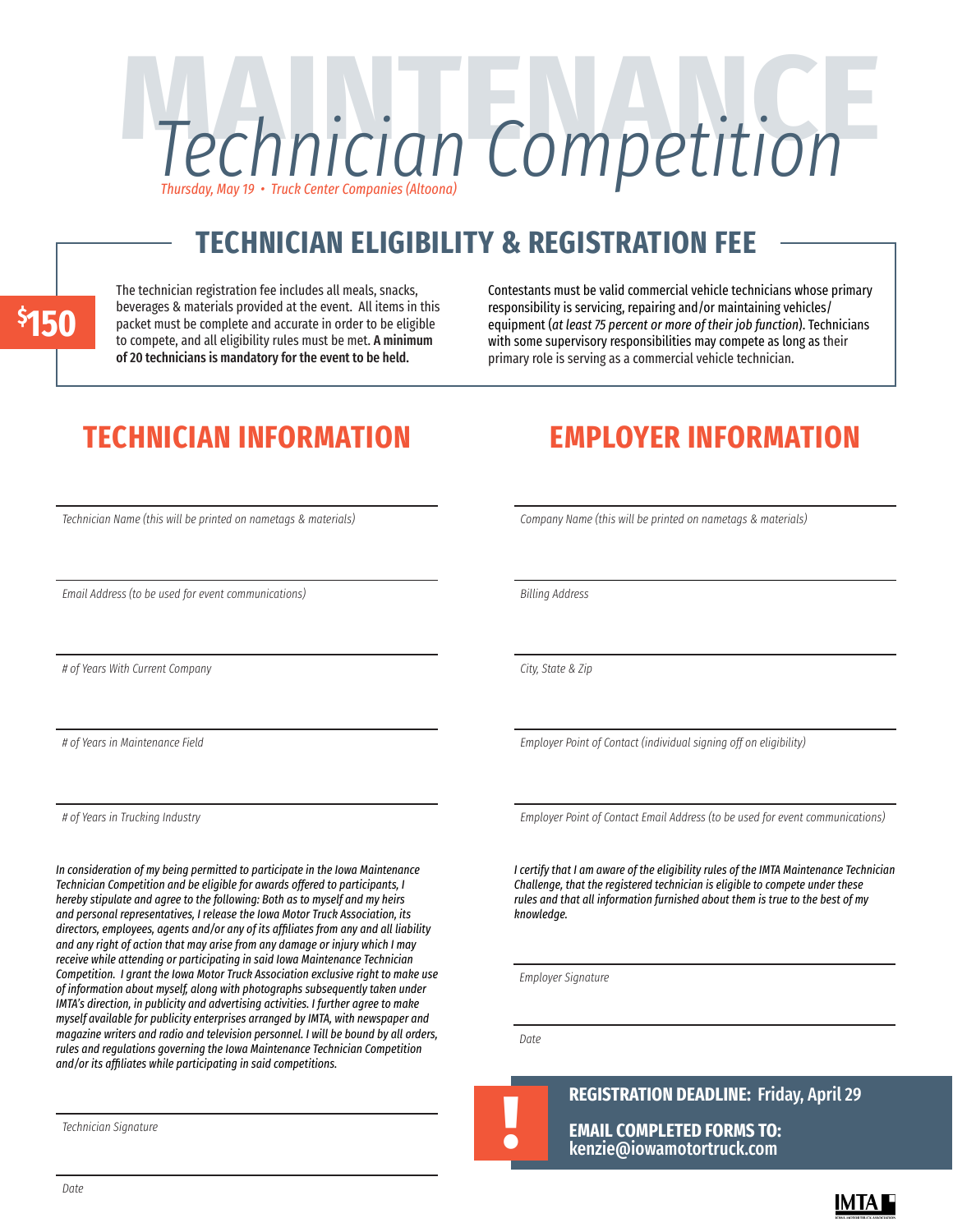# MAINTENANCE Technician Competition

*Thursday, May 19 • Truck Center Companies (Altoona)*

## TECHNICIAN ELIGIBILITY & REGISTRATION FEE

**$150**

The technician registration fee includes all meals, snacks, beverages & materials provided at the event. All items in this packet must be complete and accurate in order to be eligible to compete, and all eligibility rules must be met. **A minimum of 20 technicians is mandatory for the event to be held.**

Contestants must be valid commercial vehicle technicians whose primary responsibility is servicing, repairing and/or maintaining vehicles/ equipment (*at least 75 percent or more of their job function*). Technicians with some supervisory responsibilities may compete as long as their primary role is serving as a commercial vehicle technician.

## TECHNICIAN INFORMATION

*Technician Name (this will be printed on nametags & materials)*

*Email Address (to be used for event communications)*

*# of Years With Current Company*

*# of Years in Maintenance Field*

*# of Years in Trucking Industry*

*In consideration of my being permitted to participate in the Iowa Maintenance Technician Competition and be eligible for awards offered to participants, I hereby stipulate and agree to the following: Both as to myself and my heirs and personal representatives, I release the Iowa Motor Truck Association, its directors, employees, agents and/or any of its affiliates from any and all liability and any right of action that may arise from any damage or injury which I may receive while attending or participating in said Iowa Maintenance Technician Competition. I grant the Iowa Motor Truck Association exclusive right to make use of information about myself, along with photographs subsequently taken under IMTA's direction, in publicity and advertising activities. I further agree to make myself available for publicity enterprises arranged by IMTA, with newspaper and magazine writers and radio and television personnel. I will be bound by all orders, rules and regulations governing the Iowa Maintenance Technician Competition and/or its affiliates while participating in said competitions.*

*Technician Signature*

*Date*

## EMPLOYER INFORMATION

*Company Name (this will be printed on nametags & materials)*

*Billing Address*

*City, State & Zip*

*Employer Point of Contact (individual signing off on eligibility)*

*Employer Point of Contact Email Address (to be used for event communications)*

*I certify that I am aware of the eligibility rules of the IMTA Maintenance Technician Challenge, that the registered technician is eligible to compete under these rules and that all information furnished about them is true to the best of my knowledge.*

*Employer Signature*

*Date*

**REGISTRATION DEADLINE: Friday, April 29**

**EMAIL COMPLETED FORMS TO: kenzie@iowamotortruck.com**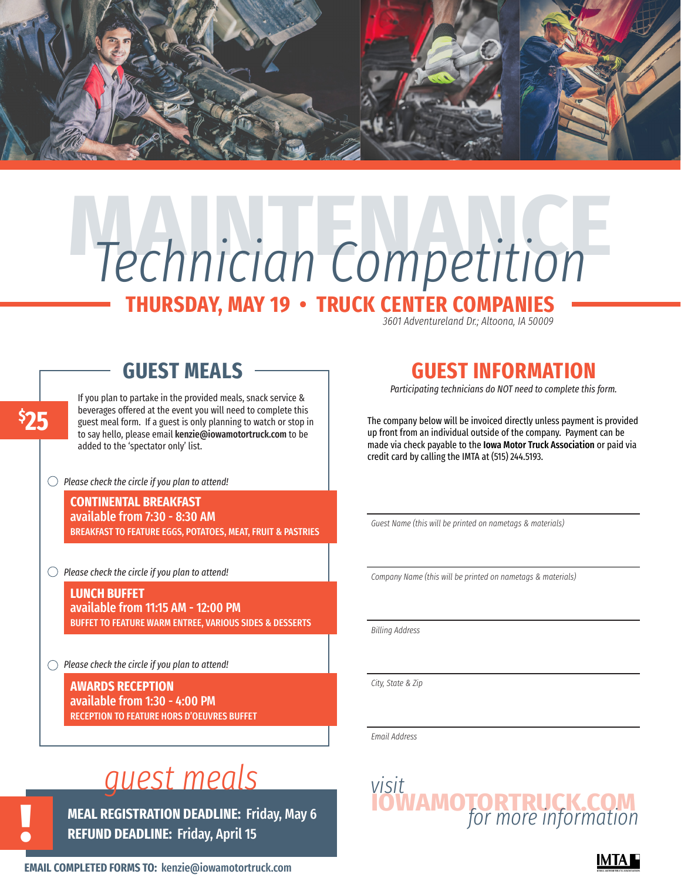# MAINTENANCE Technician Competition

**THURSDAY, MAY 19 • TRUCK CENTER COMPANIES**

*3601 Adventureland Dr.; Altoona, IA 50009*

## GUEST MEALS

**$25**

If you plan to partake in the provided meals, snack service & beverages offered at the event you will need to complete this guest meal form. If a guest is only planning to watch or stop in to say hello, please email **kenzie@iowamotortruck.com** to be added to the 'spectator only' list.

◯ *Please check the circle if you plan to attend!*

**CONTINENTAL BREAKFAST**
**available from 7:30 - 8:30 AM**
**BREAKFAST TO FEATURE EGGS, POTATOES, MEAT, FRUIT & PASTRIES**

◯ *Please check the circle if you plan to attend!*

**LUNCH BUFFET**
**available from 11:15 AM - 12:00 PM**
**BUFFET TO FEATURE WARM ENTREE, VARIOUS SIDES & DESSERTS**

◯ *Please check the circle if you plan to attend!*

**AWARDS RECEPTION**
**available from 1:30 - 4:00 PM**
**RECEPTION TO FEATURE HORS D'OEUVRES BUFFET**

## GUEST INFORMATION

*Participating technicians do NOT need to complete this form.*

The company below will be invoiced directly unless payment is provided up front from an individual outside of the company. Payment can be made via check payable to the **Iowa Motor Truck Association** or paid via credit card by calling the IMTA at (515) 244.5193.

*Guest Name (this will be printed on nametags & materials)*

*Company Name (this will be printed on nametags & materials)*

*Billing Address*

*City, State & Zip*

*Email Address*

## guest meals

**!**

**MEAL REGISTRATION DEADLINE: Friday, May 6**
**REFUND DEADLINE: Friday, April 15**

visit **IOWAMOTORTRUCK.COM** for more information

**EMAIL COMPLETED FORMS TO: kenzie@iowamotortruck.com**

IMTA